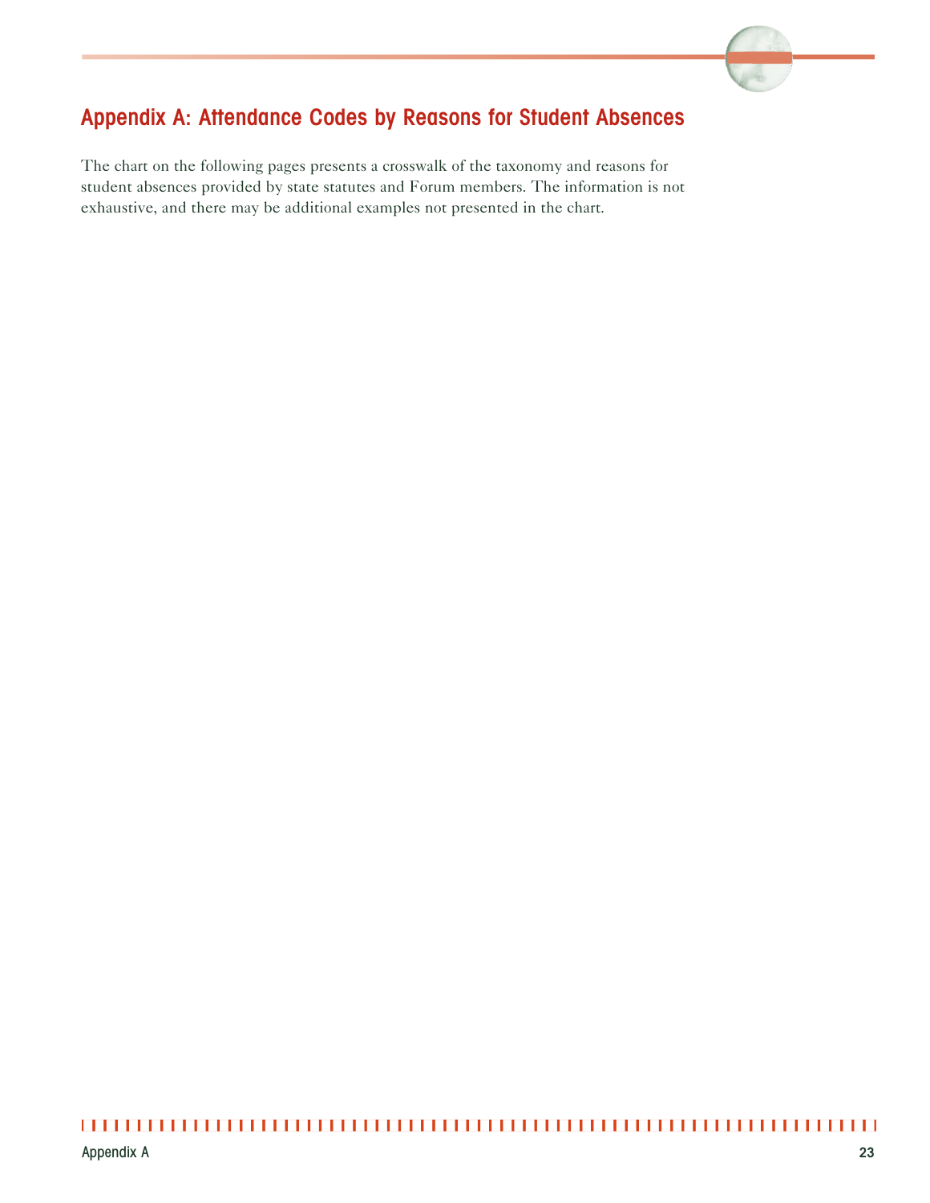## Appendix A: Attendance Codes by Reasons for Student Absences

The chart on the following pages presents a crosswalk of the taxonomy and reasons for student absences provided by state statutes and Forum members. The information is not exhaustive, and there may be additional examples not presented in the chart.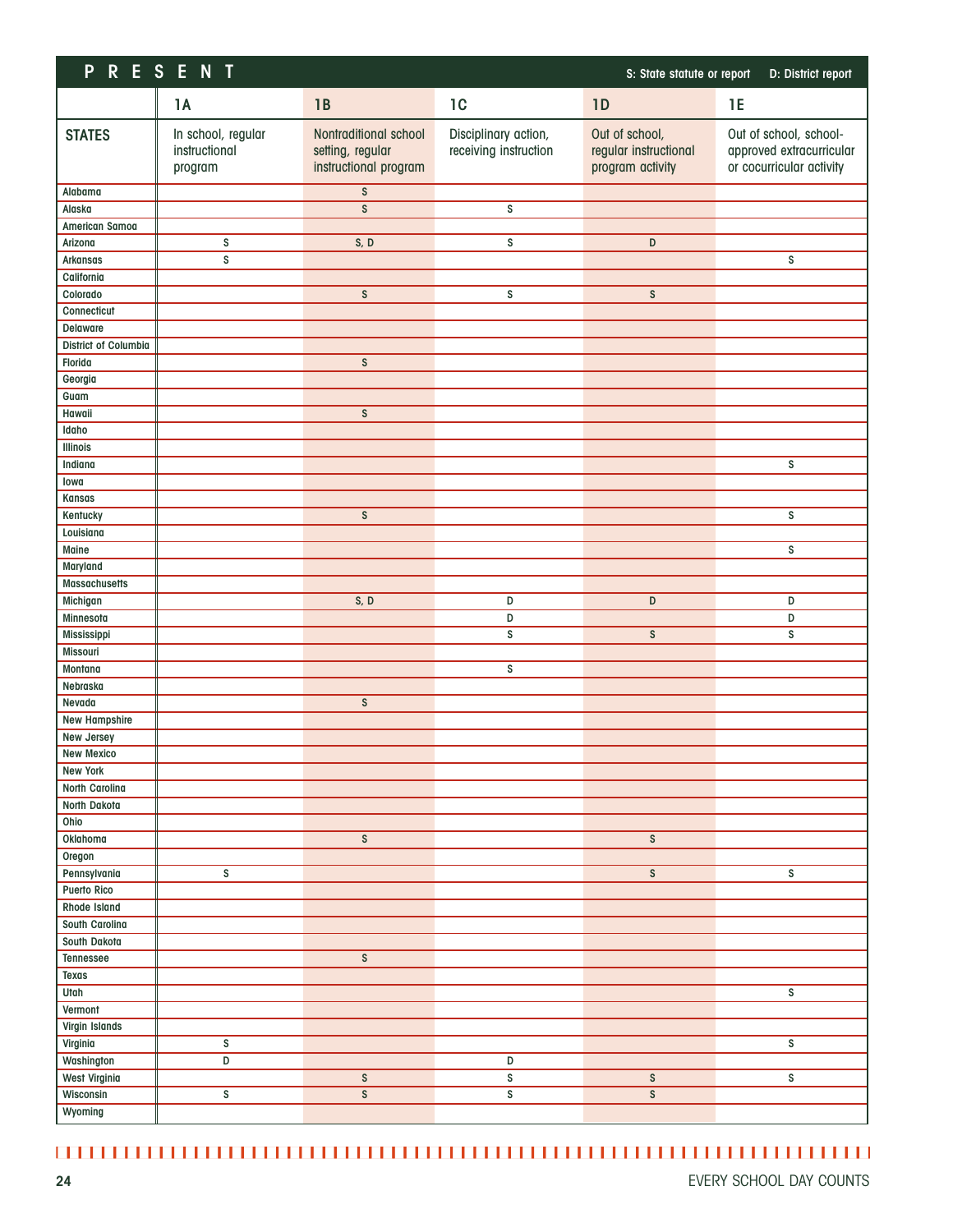## PRESENT

S: State statute or report D: District report

| STATES | 1A<br>In school, regular instructional program | 1B<br>Nontraditional school setting, regular instructional program | 1C<br>Disciplinary action, receiving instruction | 1D<br>Out of school, regular instructional program activity | 1E<br>Out of school, school-approved extracurricular or cocurricular activity |
|---|---|---|---|---|---|
| Alabama | | S | | | |
| Alaska | | S | S | | |
| American Samoa | | | | | |
| Arizona | S | S, D | S | D | |
| Arkansas | S | | | | S |
| California | | | | | |
| Colorado | | S | S | S | |
| Connecticut | | | | | |
| Delaware | | | | | |
| District of Columbia | | | | | |
| Florida | | S | | | |
| Georgia | | | | | |
| Guam | | | | | |
| Hawaii | | S | | | |
| Idaho | | | | | |
| Illinois | | | | | |
| Indiana | | | | | S |
| Iowa | | | | | |
| Kansas | | | | | |
| Kentucky | | S | | | S |
| Louisiana | | | | | |
| Maine | | | | | S |
| Maryland | | | | | |
| Massachusetts | | | | | |
| Michigan | | S, D | D | D | D |
| Minnesota | | | D | | D |
| Mississippi | | | S | S | S |
| Missouri | | | | | |
| Montana | | | S | | |
| Nebraska | | | | | |
| Nevada | | S | | | |
| New Hampshire | | | | | |
| New Jersey | | | | | |
| New Mexico | | | | | |
| New York | | | | | |
| North Carolina | | | | | |
| North Dakota | | | | | |
| Ohio | | | | | |
| Oklahoma | | S | | S | |
| Oregon | | | | | |
| Pennsylvania | S | | | S | S |
| Puerto Rico | | | | | |
| Rhode Island | | | | | |
| South Carolina | | | | | |
| South Dakota | | | | | |
| Tennessee | | S | | | |
| Texas | | | | | |
| Utah | | | | | S |
| Vermont | | | | | |
| Virgin Islands | | | | | |
| Virginia | S | | | | S |
| Washington | D | | D | | |
| West Virginia | | S | S | S | S |
| Wisconsin | S | S | S | S | |
| Wyoming | | | | | |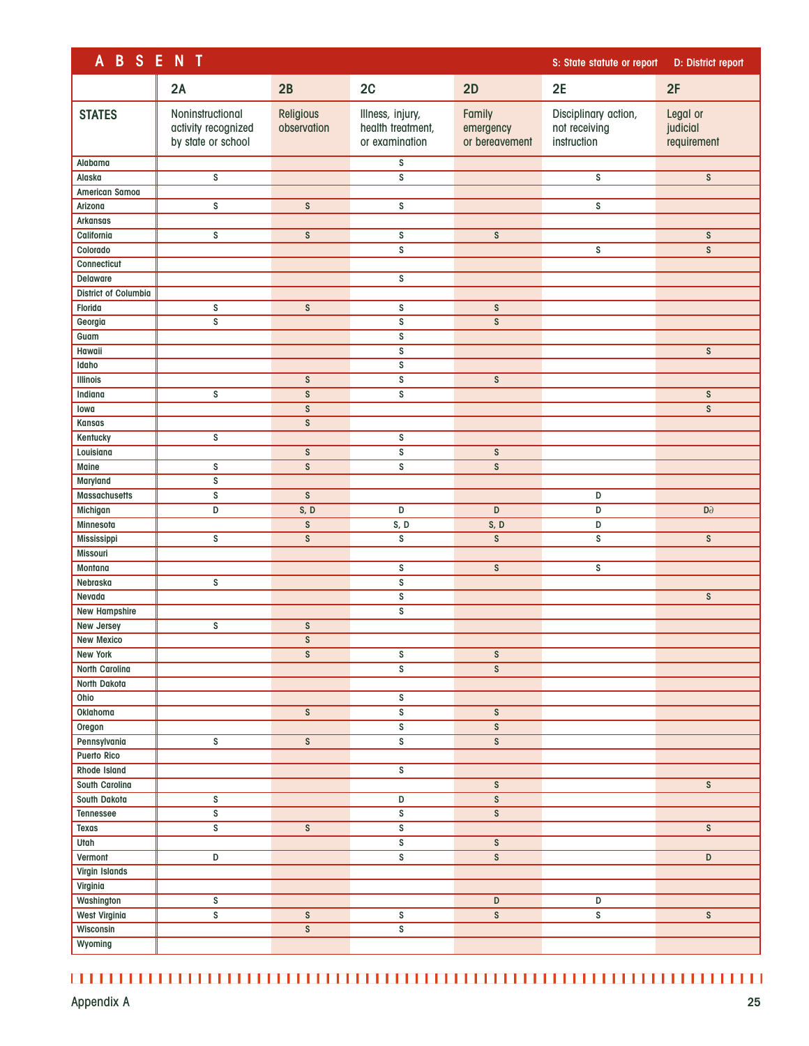# ABSENT

S: State statute or report D: District report

| | 2A | 2B | 2C | 2D | 2E | 2F |
|---|---|---|---|---|---|---|
| **STATES** | Noninstructional activity recognized by state or school | Religious observation | Illness, injury, health treatment, or examination | Family emergency or bereavement | Disciplinary action, not receiving instruction | Legal or judicial requirement |
| Alabama | | | S | | | |
| Alaska | S | | S | | S | S |
| American Samoa | | | | | | |
| Arizona | S | S | S | | S | |
| Arkansas | | | | | | |
| California | S | S | S | S | | S |
| Colorado | | | S | | S | S |
| Connecticut | | | | | | |
| Delaware | | | S | | | |
| District of Columbia | | | | | | |
| Florida | S | S | S | S | | |
| Georgia | S | | S | S | | |
| Guam | | | S | | | |
| Hawaii | | | S | | | S |
| Idaho | | | S | | | |
| Illinois | | S | S | S | | |
| Indiana | S | S | S | | | S |
| Iowa | | S | | | | S |
| Kansas | | S | | | | |
| Kentucky | S | | S | | | |
| Louisiana | | S | S | S | | |
| Maine | S | S | S | S | | |
| Maryland | S | | | | | |
| Massachusetts | S | S | | | D | |
| Michigan | D | S, D | D | D | D | D∂ |
| Minnesota | | S | S, D | S, D | D | |
| Mississippi | S | S | S | S | S | S |
| Missouri | | | | | | |
| Montana | | | S | S | S | |
| Nebraska | S | | S | | | |
| Nevada | | | S | | | S |
| New Hampshire | | | S | | | |
| New Jersey | S | S | | | | |
| New Mexico | | S | | | | |
| New York | | S | S | S | | |
| North Carolina | | | S | S | | |
| North Dakota | | | | | | |
| Ohio | | | S | | | |
| Oklahoma | | S | S | S | | |
| Oregon | | | S | S | | |
| Pennsylvania | S | S | S | S | | |
| Puerto Rico | | | | | | |
| Rhode Island | | | S | | | |
| South Carolina | | | | S | | S |
| South Dakota | S | | D | S | | |
| Tennessee | S | | S | S | | |
| Texas | S | S | S | | | S |
| Utah | | | S | S | | |
| Vermont | D | | S | S | | D |
| Virgin Islands | | | | | | |
| Virginia | | | | | | |
| Washington | S | | | D | D | |
| West Virginia | S | S | S | S | S | S |
| Wisconsin | | S | S | | | |
| Wyoming | | | | | | |

Appendix A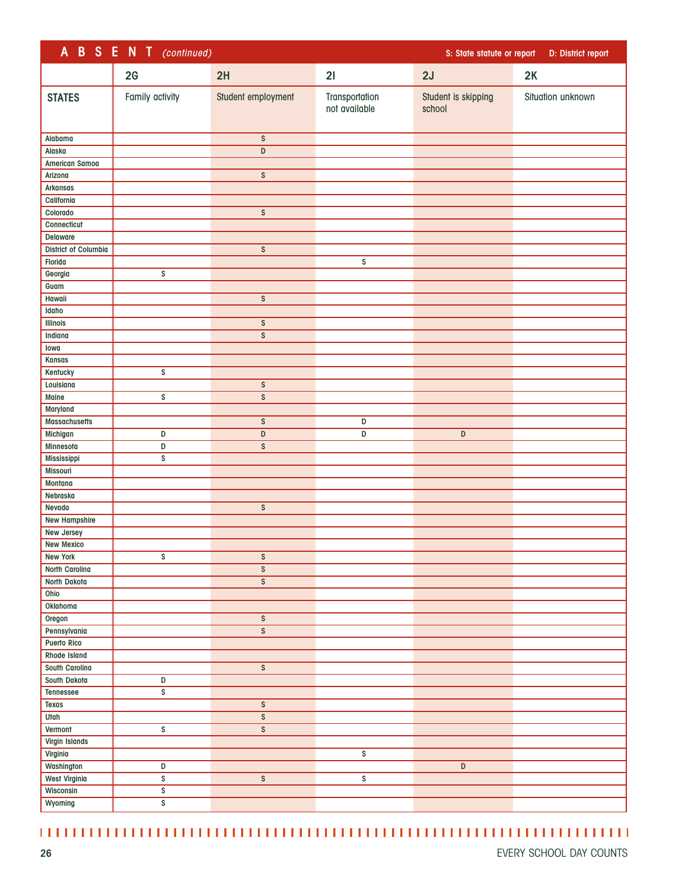## ABSENT *(continued)*

S: State statute or report D: District report

| STATES | 2G Family activity | 2H Student employment | 2I Transportation not available | 2J Student is skipping school | 2K Situation unknown |
|---|---|---|---|---|---|
| Alabama | | S | | | |
| Alaska | | D | | | |
| American Samoa | | | | | |
| Arizona | | S | | | |
| Arkansas | | | | | |
| California | | | | | |
| Colorado | | S | | | |
| Connecticut | | | | | |
| Delaware | | | | | |
| District of Columbia | | S | | | |
| Florida | | | S | | |
| Georgia | S | | | | |
| Guam | | | | | |
| Hawaii | | S | | | |
| Idaho | | | | | |
| Illinois | | S | | | |
| Indiana | | S | | | |
| Iowa | | | | | |
| Kansas | | | | | |
| Kentucky | S | | | | |
| Louisiana | | S | | | |
| Maine | S | S | | | |
| Maryland | | | | | |
| Massachusetts | | S | D | | |
| Michigan | D | D | D | D | |
| Minnesota | D | S | | | |
| Mississippi | S | | | | |
| Missouri | | | | | |
| Montana | | | | | |
| Nebraska | | | | | |
| Nevada | | S | | | |
| New Hampshire | | | | | |
| New Jersey | | | | | |
| New Mexico | | | | | |
| New York | S | S | | | |
| North Carolina | | S | | | |
| North Dakota | | S | | | |
| Ohio | | | | | |
| Oklahoma | | | | | |
| Oregon | | S | | | |
| Pennsylvania | | S | | | |
| Puerto Rico | | | | | |
| Rhode Island | | | | | |
| South Carolina | | S | | | |
| South Dakota | D | | | | |
| Tennessee | S | | | | |
| Texas | | S | | | |
| Utah | | S | | | |
| Vermont | S | S | | | |
| Virgin Islands | | | | | |
| Virginia | | | S | | |
| Washington | D | | | D | |
| West Virginia | S | S | S | | |
| Wisconsin | S | | | | |
| Wyoming | S | | | | |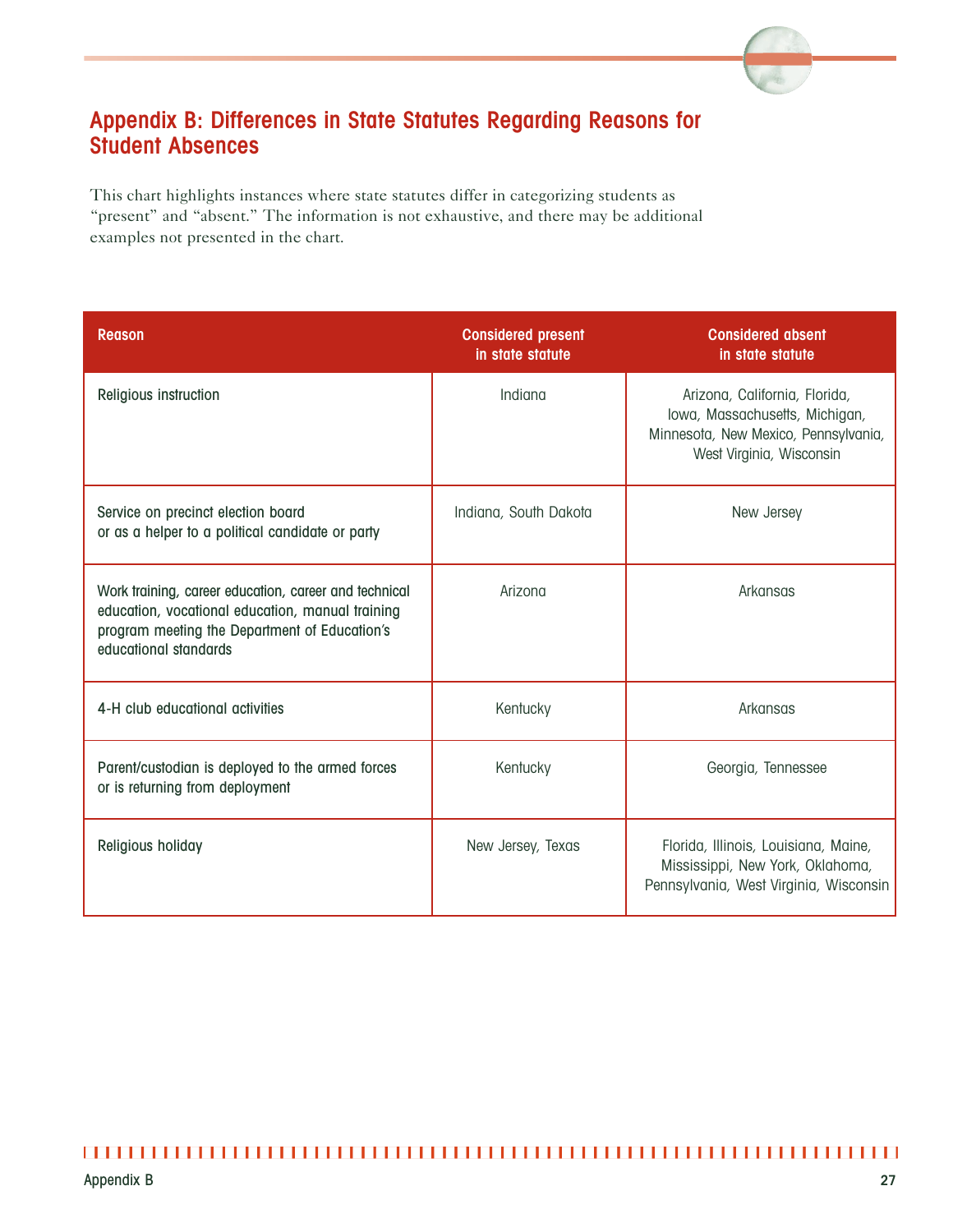## Appendix B: Differences in State Statutes Regarding Reasons for Student Absences

This chart highlights instances where state statutes differ in categorizing students as "present" and "absent." The information is not exhaustive, and there may be additional examples not presented in the chart.

| Reason | Considered present in state statute | Considered absent in state statute |
|---|---|---|
| Religious instruction | Indiana | Arizona, California, Florida, Iowa, Massachusetts, Michigan, Minnesota, New Mexico, Pennsylvania, West Virginia, Wisconsin |
| Service on precinct election board or as a helper to a political candidate or party | Indiana, South Dakota | New Jersey |
| Work training, career education, career and technical education, vocational education, manual training program meeting the Department of Education's educational standards | Arizona | Arkansas |
| 4-H club educational activities | Kentucky | Arkansas |
| Parent/custodian is deployed to the armed forces or is returning from deployment | Kentucky | Georgia, Tennessee |
| Religious holiday | New Jersey, Texas | Florida, Illinois, Louisiana, Maine, Mississippi, New York, Oklahoma, Pennsylvania, West Virginia, Wisconsin |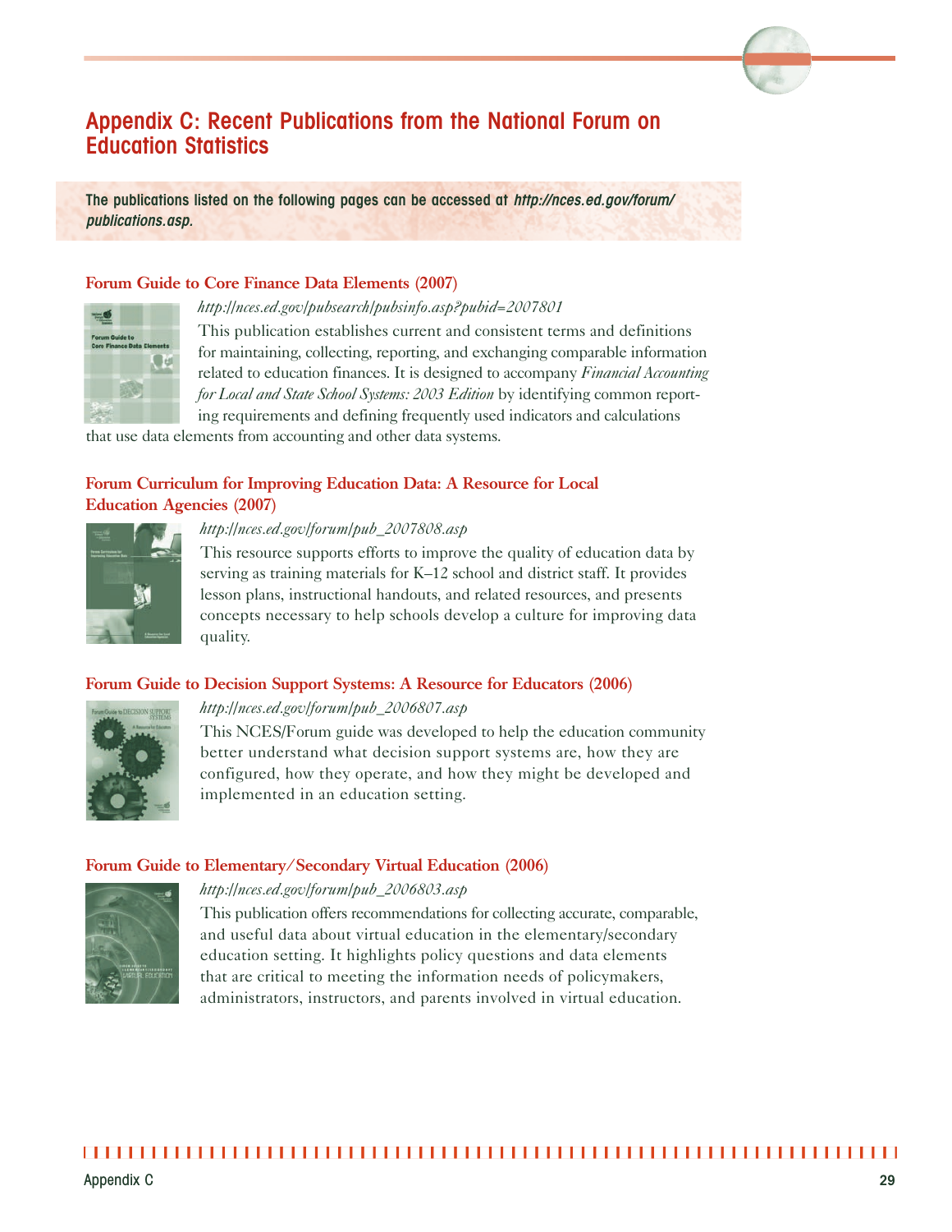# Appendix C: Recent Publications from the National Forum on Education Statistics

**The publications listed on the following pages can be accessed at *http://nces.ed.gov/forum/publications.asp*.**

### Forum Guide to Core Finance Data Elements (2007)

*http://nces.ed.gov/pubsearch/pubsinfo.asp?pubid=2007801*

This publication establishes current and consistent terms and definitions for maintaining, collecting, reporting, and exchanging comparable information related to education finances. It is designed to accompany *Financial Accounting for Local and State School Systems: 2003 Edition* by identifying common reporting requirements and defining frequently used indicators and calculations that use data elements from accounting and other data systems.

### Forum Curriculum for Improving Education Data: A Resource for Local Education Agencies (2007)

*http://nces.ed.gov/forum/pub_2007808.asp*

This resource supports efforts to improve the quality of education data by serving as training materials for K–12 school and district staff. It provides lesson plans, instructional handouts, and related resources, and presents concepts necessary to help schools develop a culture for improving data quality.

### Forum Guide to Decision Support Systems: A Resource for Educators (2006)

*http://nces.ed.gov/forum/pub_2006807.asp*

This NCES/Forum guide was developed to help the education community better understand what decision support systems are, how they are configured, how they operate, and how they might be developed and implemented in an education setting.

### Forum Guide to Elementary/Secondary Virtual Education (2006)

*http://nces.ed.gov/forum/pub_2006803.asp*

This publication offers recommendations for collecting accurate, comparable, and useful data about virtual education in the elementary/secondary education setting. It highlights policy questions and data elements that are critical to meeting the information needs of policymakers, administrators, instructors, and parents involved in virtual education.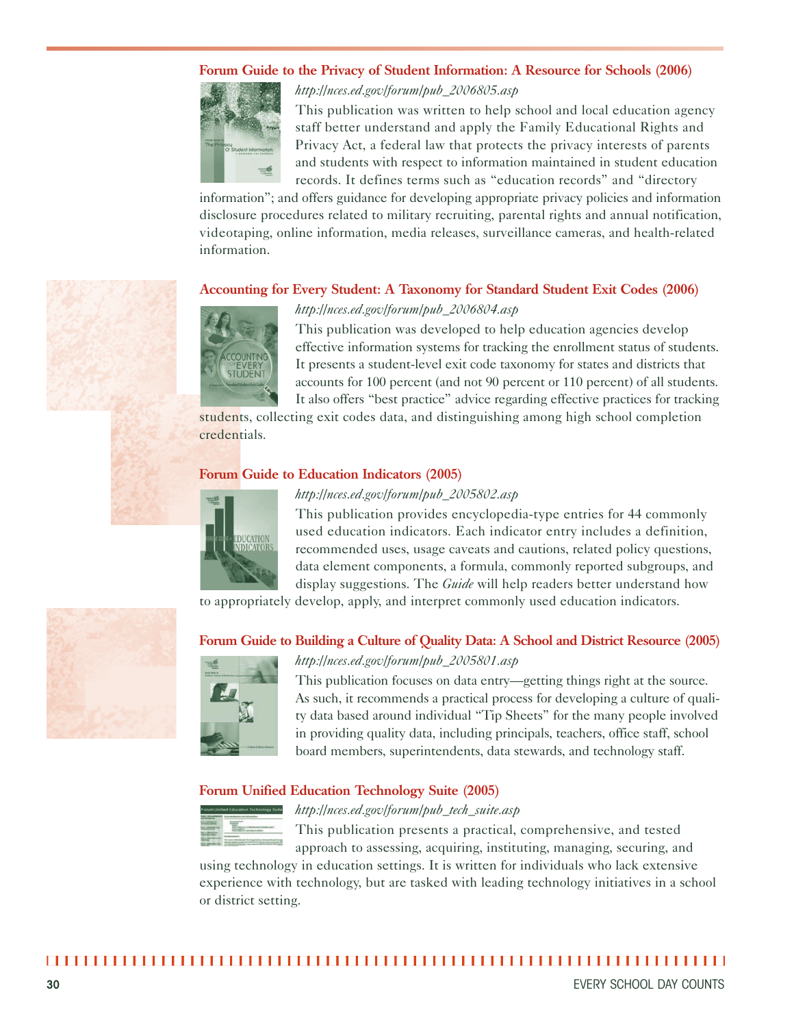### Forum Guide to the Privacy of Student Information: A Resource for Schools (2006)

*http://nces.ed.gov/forum/pub_2006805.asp*

This publication was written to help school and local education agency staff better understand and apply the Family Educational Rights and Privacy Act, a federal law that protects the privacy interests of parents and students with respect to information maintained in student education records. It defines terms such as "education records" and "directory information"; and offers guidance for developing appropriate privacy policies and information disclosure procedures related to military recruiting, parental rights and annual notification, videotaping, online information, media releases, surveillance cameras, and health-related information.

### Accounting for Every Student: A Taxonomy for Standard Student Exit Codes (2006)

*http://nces.ed.gov/forum/pub_2006804.asp*

This publication was developed to help education agencies develop effective information systems for tracking the enrollment status of students. It presents a student-level exit code taxonomy for states and districts that accounts for 100 percent (and not 90 percent or 110 percent) of all students. It also offers "best practice" advice regarding effective practices for tracking students, collecting exit codes data, and distinguishing among high school completion credentials.

### Forum Guide to Education Indicators (2005)

*http://nces.ed.gov/forum/pub_2005802.asp*

This publication provides encyclopedia-type entries for 44 commonly used education indicators. Each indicator entry includes a definition, recommended uses, usage caveats and cautions, related policy questions, data element components, a formula, commonly reported subgroups, and display suggestions. The *Guide* will help readers better understand how to appropriately develop, apply, and interpret commonly used education indicators.

### Forum Guide to Building a Culture of Quality Data: A School and District Resource (2005)

*http://nces.ed.gov/forum/pub_2005801.asp*

This publication focuses on data entry—getting things right at the source. As such, it recommends a practical process for developing a culture of quality data based around individual "Tip Sheets" for the many people involved in providing quality data, including principals, teachers, office staff, school board members, superintendents, data stewards, and technology staff.

### Forum Unified Education Technology Suite (2005)

*http://nces.ed.gov/forum/pub_tech_suite.asp*

This publication presents a practical, comprehensive, and tested approach to assessing, acquiring, instituting, managing, securing, and using technology in education settings. It is written for individuals who lack extensive experience with technology, but are tasked with leading technology initiatives in a school or district setting.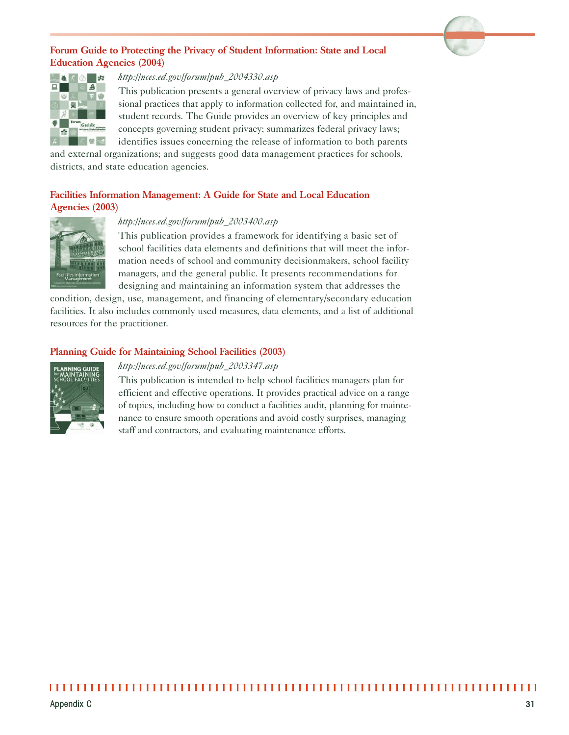### Forum Guide to Protecting the Privacy of Student Information: State and Local Education Agencies (2004)

*http://nces.ed.gov/forum/pub_2004330.asp*

This publication presents a general overview of privacy laws and professional practices that apply to information collected for, and maintained in, student records. The Guide provides an overview of key principles and concepts governing student privacy; summarizes federal privacy laws; identifies issues concerning the release of information to both parents and external organizations; and suggests good data management practices for schools, districts, and state education agencies.

### Facilities Information Management: A Guide for State and Local Education Agencies (2003)

*http://nces.ed.gov/forum/pub_2003400.asp*

This publication provides a framework for identifying a basic set of school facilities data elements and definitions that will meet the information needs of school and community decisionmakers, school facility managers, and the general public. It presents recommendations for designing and maintaining an information system that addresses the condition, design, use, management, and financing of elementary/secondary education facilities. It also includes commonly used measures, data elements, and a list of additional resources for the practitioner.

### Planning Guide for Maintaining School Facilities (2003)

*http://nces.ed.gov/forum/pub_2003347.asp*

This publication is intended to help school facilities managers plan for efficient and effective operations. It provides practical advice on a range of topics, including how to conduct a facilities audit, planning for maintenance to ensure smooth operations and avoid costly surprises, managing staff and contractors, and evaluating maintenance efforts.